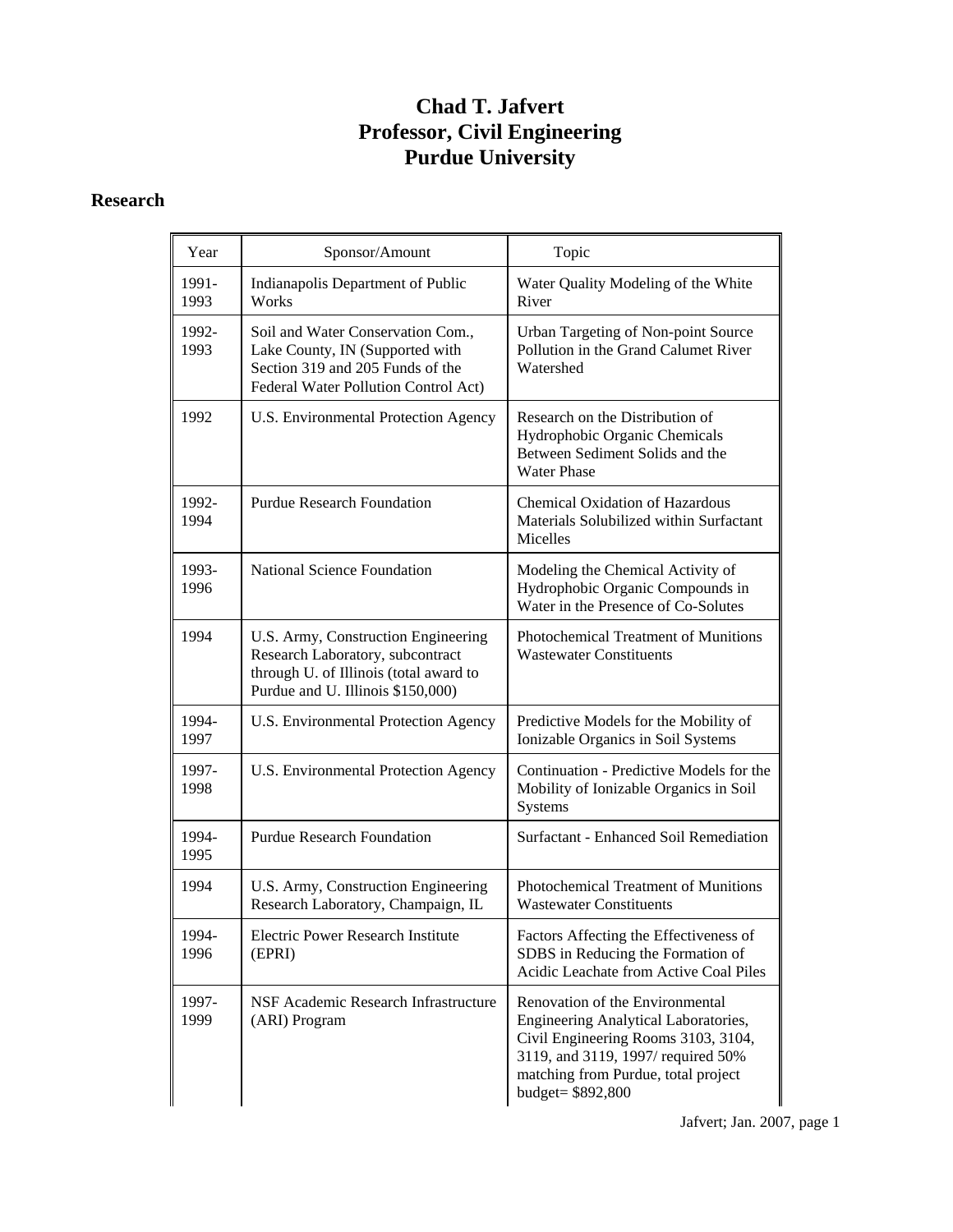# Chad T. Jafvert
# Professor, Civil Engineering
# Purdue University

## Research

| Year | Sponsor/Amount | Topic |
|---|---|---|
| 1991-1993 | Indianapolis Department of Public Works | Water Quality Modeling of the White River |
| 1992-1993 | Soil and Water Conservation Com., Lake County, IN (Supported with Section 319 and 205 Funds of the Federal Water Pollution Control Act) | Urban Targeting of Non-point Source Pollution in the Grand Calumet River Watershed |
| 1992 | U.S. Environmental Protection Agency | Research on the Distribution of Hydrophobic Organic Chemicals Between Sediment Solids and the Water Phase |
| 1992-1994 | Purdue Research Foundation | Chemical Oxidation of Hazardous Materials Solubilized within Surfactant Micelles |
| 1993-1996 | National Science Foundation | Modeling the Chemical Activity of Hydrophobic Organic Compounds in Water in the Presence of Co-Solutes |
| 1994 | U.S. Army, Construction Engineering Research Laboratory, subcontract through U. of Illinois (total award to Purdue and U. Illinois $150,000) | Photochemical Treatment of Munitions Wastewater Constituents |
| 1994-1997 | U.S. Environmental Protection Agency | Predictive Models for the Mobility of Ionizable Organics in Soil Systems |
| 1997-1998 | U.S. Environmental Protection Agency | Continuation - Predictive Models for the Mobility of Ionizable Organics in Soil Systems |
| 1994-1995 | Purdue Research Foundation | Surfactant - Enhanced Soil Remediation |
| 1994 | U.S. Army, Construction Engineering Research Laboratory, Champaign, IL | Photochemical Treatment of Munitions Wastewater Constituents |
| 1994-1996 | Electric Power Research Institute (EPRI) | Factors Affecting the Effectiveness of SDBS in Reducing the Formation of Acidic Leachate from Active Coal Piles |
| 1997-1999 | NSF Academic Research Infrastructure (ARI) Program | Renovation of the Environmental Engineering Analytical Laboratories, Civil Engineering Rooms 3103, 3104, 3119, and 3119, 1997/ required 50% matching from Purdue, total project budget= $892,800 |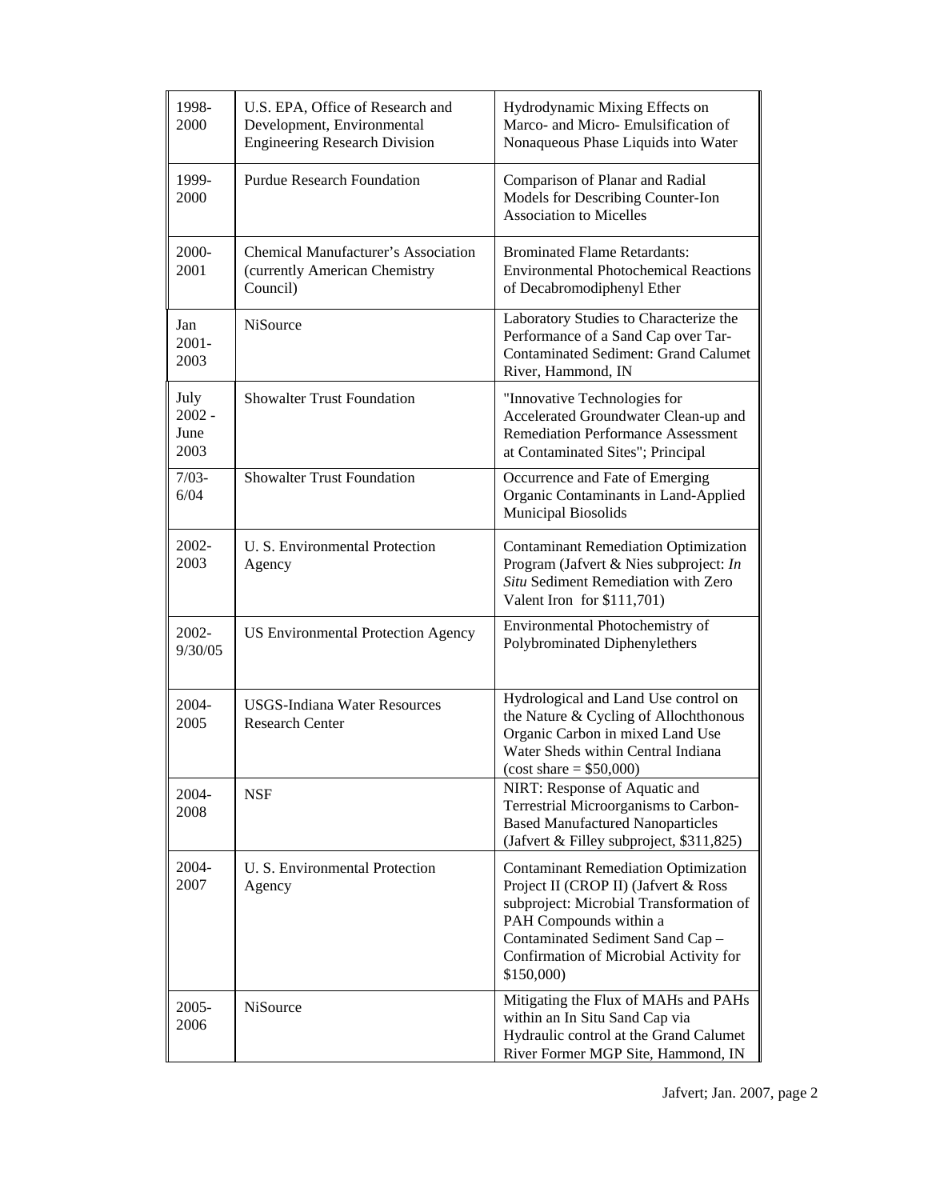| | | |
|---|---|---|
| 1998-2000 | U.S. EPA, Office of Research and Development, Environmental Engineering Research Division | Hydrodynamic Mixing Effects on Marco- and Micro- Emulsification of Nonaqueous Phase Liquids into Water |
| 1999-2000 | Purdue Research Foundation | Comparison of Planar and Radial Models for Describing Counter-Ion Association to Micelles |
| 2000-2001 | Chemical Manufacturer's Association (currently American Chemistry Council) | Brominated Flame Retardants: Environmental Photochemical Reactions of Decabromodiphenyl Ether |
| Jan 2001-2003 | NiSource | Laboratory Studies to Characterize the Performance of a Sand Cap over Tar-Contaminated Sediment: Grand Calumet River, Hammond, IN |
| July 2002 - June 2003 | Showalter Trust Foundation | "Innovative Technologies for Accelerated Groundwater Clean-up and Remediation Performance Assessment at Contaminated Sites"; Principal |
| 7/03-6/04 | Showalter Trust Foundation | Occurrence and Fate of Emerging Organic Contaminants in Land-Applied Municipal Biosolids |
| 2002-2003 | U. S. Environmental Protection Agency | Contaminant Remediation Optimization Program (Jafvert & Nies subproject: *In Situ* Sediment Remediation with Zero Valent Iron for $111,701) |
| 2002-9/30/05 | US Environmental Protection Agency | Environmental Photochemistry of Polybrominated Diphenylethers |
| 2004-2005 | USGS-Indiana Water Resources Research Center | Hydrological and Land Use control on the Nature & Cycling of Allochthonous Organic Carbon in mixed Land Use Water Sheds within Central Indiana (cost share = $50,000) |
| 2004-2008 | NSF | NIRT: Response of Aquatic and Terrestrial Microorganisms to Carbon-Based Manufactured Nanoparticles (Jafvert & Filley subproject, $311,825) |
| 2004-2007 | U. S. Environmental Protection Agency | Contaminant Remediation Optimization Project II (CROP II) (Jafvert & Ross subproject: Microbial Transformation of PAH Compounds within a Contaminated Sediment Sand Cap – Confirmation of Microbial Activity for $150,000) |
| 2005-2006 | NiSource | Mitigating the Flux of MAHs and PAHs within an In Situ Sand Cap via Hydraulic control at the Grand Calumet River Former MGP Site, Hammond, IN |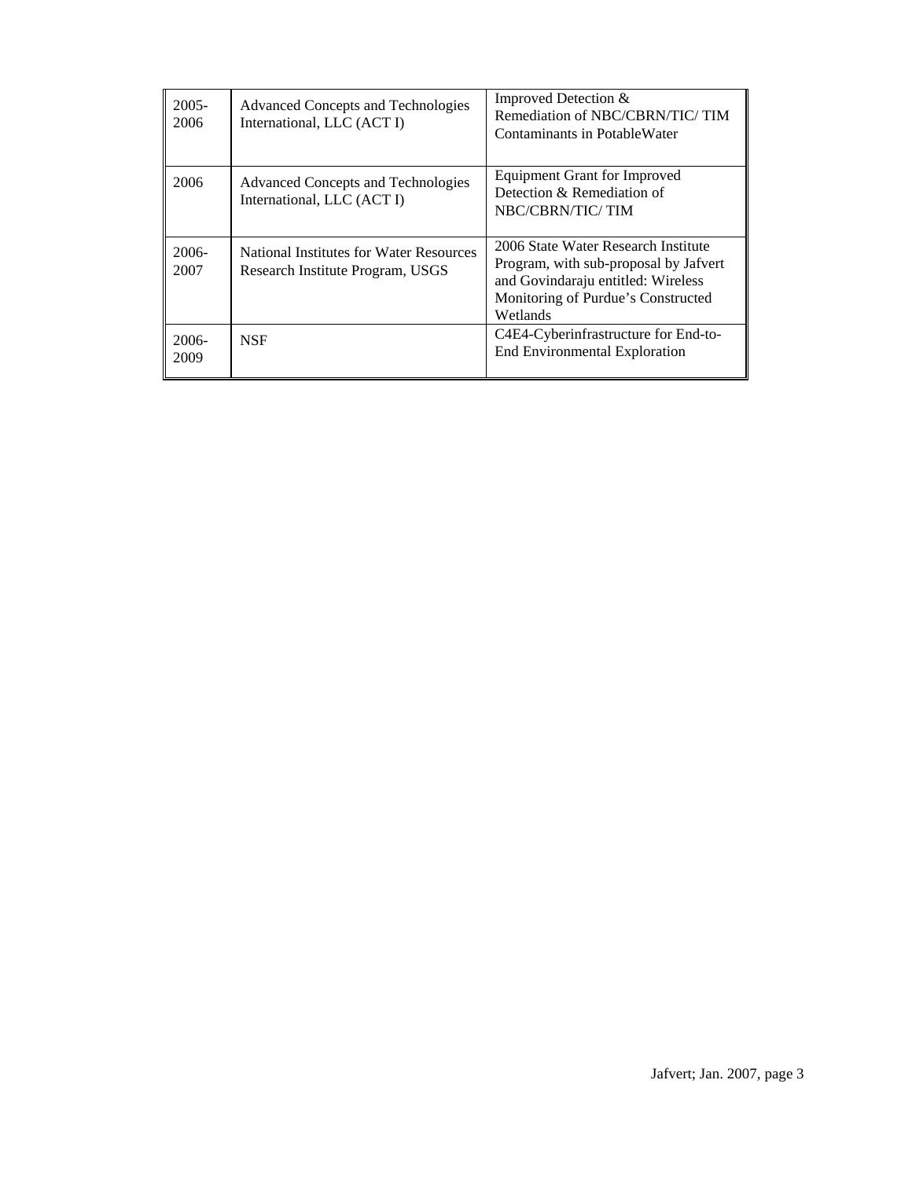| | | |
|---|---|---|
| 2005-2006 | Advanced Concepts and Technologies International, LLC (ACT I) | Improved Detection & Remediation of NBC/CBRN/TIC/ TIM Contaminants in PotableWater |
| 2006 | Advanced Concepts and Technologies International, LLC (ACT I) | Equipment Grant for Improved Detection & Remediation of NBC/CBRN/TIC/ TIM |
| 2006-2007 | National Institutes for Water Resources Research Institute Program, USGS | 2006 State Water Research Institute Program, with sub-proposal by Jafvert and Govindaraju entitled: Wireless Monitoring of Purdue's Constructed Wetlands |
| 2006-2009 | NSF | C4E4-Cyberinfrastructure for End-to-End Environmental Exploration |